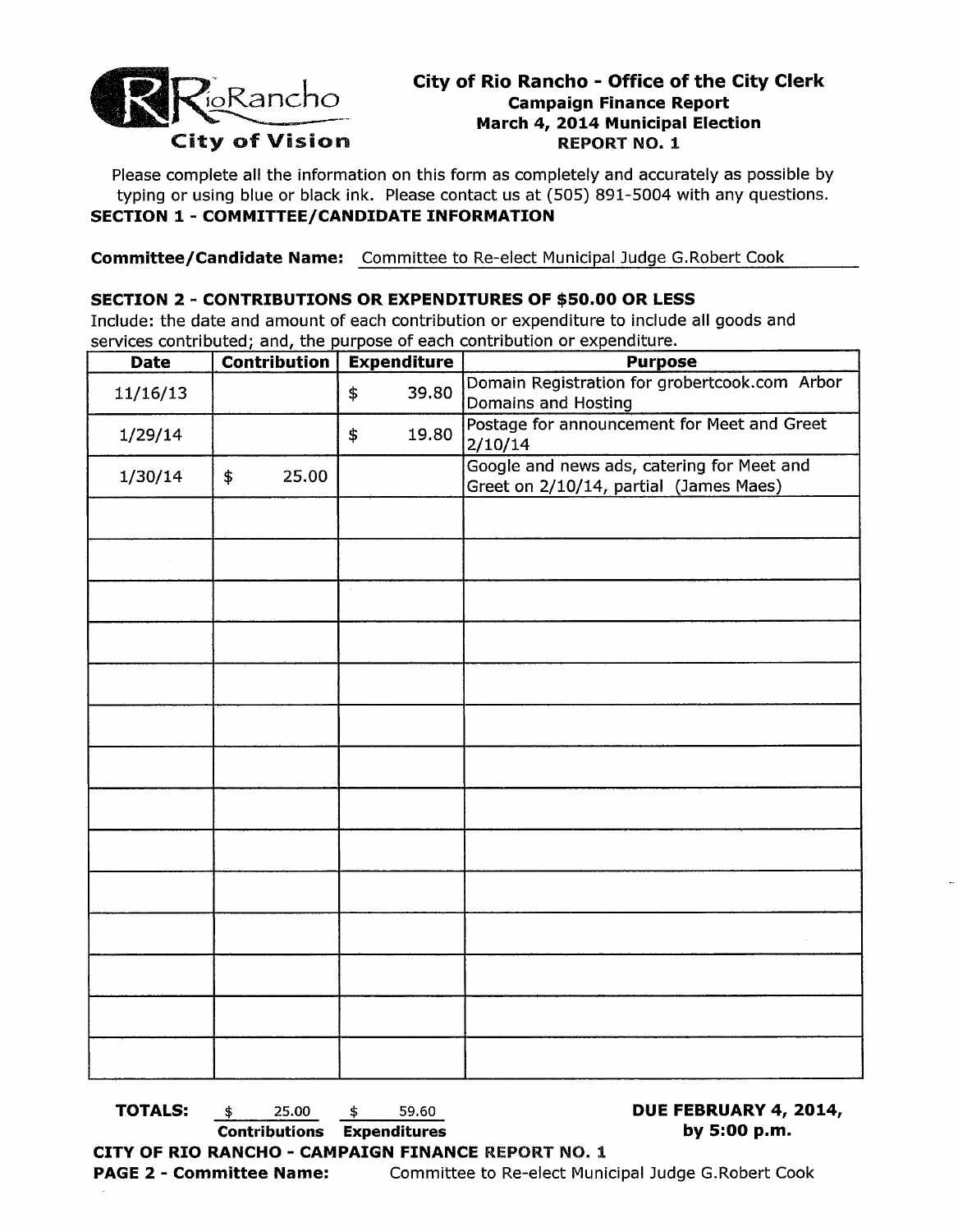RioRancho
City of Vision

# City of Rio Rancho - Office of the City Clerk

**Campaign Finance Report**
**March 4, 2014 Municipal Election**
**REPORT NO. 1**

Please complete all the information on this form as completely and accurately as possible by typing or using blue or black ink. Please contact us at (505) 891-5004 with any questions.

## SECTION 1 - COMMITTEE/CANDIDATE INFORMATION

**Committee/Candidate Name:** Committee to Re-elect Municipal Judge G.Robert Cook

## SECTION 2 - CONTRIBUTIONS OR EXPENDITURES OF $50.00 OR LESS

Include: the date and amount of each contribution or expenditure to include all goods and services contributed; and, the purpose of each contribution or expenditure.

| Date | Contribution | Expenditure | Purpose |
|---|---|---|---|
| 11/16/13 | | $ 39.80 | Domain Registration for grobertcook.com Arbor Domains and Hosting |
| 1/29/14 | | $ 19.80 | Postage for announcement for Meet and Greet 2/10/14 |
| 1/30/14 | $ 25.00 | | Google and news ads, catering for Meet and Greet on 2/10/14, partial (James Maes) |
| | | | |
| | | | |
| | | | |
| | | | |
| | | | |
| | | | |
| | | | |
| | | | |
| | | | |
| | | | |
| | | | |
| | | | |
| | | | |
| | | | |

**TOTALS:** $ 25.00 **Contributions** $ 59.60 **Expenditures**

**DUE FEBRUARY 4, 2014, by 5:00 p.m.**

**CITY OF RIO RANCHO - CAMPAIGN FINANCE REPORT NO. 1**

**PAGE 2 - Committee Name:** Committee to Re-elect Municipal Judge G.Robert Cook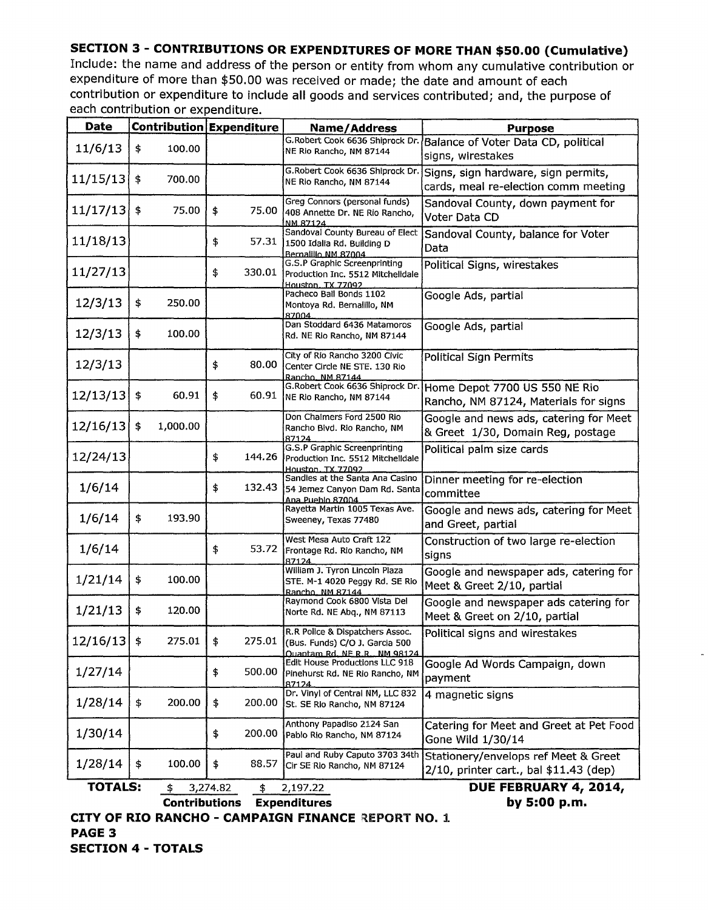**SECTION 3 - CONTRIBUTIONS OR EXPENDITURES OF MORE THAN $50.00 (Cumulative)**

Include: the name and address of the person or entity from whom any cumulative contribution or expenditure of more than $50.00 was received or made; the date and amount of each contribution or expenditure to include all goods and services contributed; and, the purpose of each contribution or expenditure.

| Date | Contribution | Expenditure | Name/Address | Purpose |
|---|---|---|---|---|
| 11/6/13 | $ 100.00 | | G.Robert Cook 6636 Shiprock Dr. NE Rio Rancho, NM 87144 | Balance of Voter Data CD, political signs, wirestakes |
| 11/15/13 | $ 700.00 | | G.Robert Cook 6636 Shiprock Dr. NE Rio Rancho, NM 87144 | Signs, sign hardware, sign permits, cards, meal re-election comm meeting |
| 11/17/13 | $ 75.00 | $ 75.00 | Greg Connors (personal funds) 408 Annette Dr. NE Rio Rancho, NM 87124 | Sandoval County, down payment for Voter Data CD |
| 11/18/13 | | $ 57.31 | Sandoval County Bureau of Elect 1500 Idalia Rd. Building D Bernalillo NM 87004 | Sandoval County, balance for Voter Data |
| 11/27/13 | | $ 330.01 | G.S.P Graphic Screenprinting Production Inc. 5512 Mitchelldale Houston, TX 77092 | Political Signs, wirestakes |
| 12/3/13 | $ 250.00 | | Pacheco Bail Bonds 1102 Montoya Rd. Bernalillo, NM 87004 | Google Ads, partial |
| 12/3/13 | $ 100.00 | | Dan Stoddard 6436 Matamoros Rd. NE Rio Rancho, NM 87144 | Google Ads, partial |
| 12/3/13 | | $ 80.00 | City of Rio Rancho 3200 Civic Center Circle NE STE. 130 Rio Rancho, NM 87144 | Political Sign Permits |
| 12/13/13 | $ 60.91 | $ 60.91 | G.Robert Cook 6636 Shiprock Dr. NE Rio Rancho, NM 87144 | Home Depot 7700 US 550 NE Rio Rancho, NM 87124, Materials for signs |
| 12/16/13 | $ 1,000.00 | | Don Chalmers Ford 2500 Rio Rancho Blvd. Rio Rancho, NM 87124 | Google and news ads, catering for Meet & Greet 1/30, Domain Reg, postage |
| 12/24/13 | | $ 144.26 | G.S.P Graphic Screenprinting Production Inc. 5512 Mitchelldale Houston, TX 77092 | Political palm size cards |
| 1/6/14 | | $ 132.43 | Sandies at the Santa Ana Casino 54 Jemez Canyon Dam Rd. Santa Ana Pueblo 87004 | Dinner meeting for re-election committee |
| 1/6/14 | $ 193.90 | | Rayetta Martin 1005 Texas Ave. Sweeney, Texas 77480 | Google and news ads, catering for Meet and Greet, partial |
| 1/6/14 | | $ 53.72 | West Mesa Auto Craft 122 Frontage Rd. Rio Rancho, NM 87124 | Construction of two large re-election signs |
| 1/21/14 | $ 100.00 | | William J. Tyron Lincoln Plaza STE. M-1 4020 Peggy Rd. SE Rio Rancho, NM 87144 | Google and newspaper ads, catering for Meet & Greet 2/10, partial |
| 1/21/13 | $ 120.00 | | Raymond Cook 6800 Vista Del Norte Rd. NE Abq., NM 87113 | Google and newspaper ads catering for Meet & Greet on 2/10, partial |
| 12/16/13 | $ 275.01 | $ 275.01 | R.R Police & Dispatchers Assoc. (Bus. Funds) C/O J. Garcia 500 Quantam Rd. NE R.R. NM 98124 | Political signs and wirestakes |
| 1/27/14 | | $ 500.00 | Edit House Productions LLC 918 Pinehurst Rd. NE Rio Rancho, NM 87124 | Google Ad Words Campaign, down payment |
| 1/28/14 | $ 200.00 | $ 200.00 | Dr. Vinyl of Central NM, LLC 832 St. SE Rio Rancho, NM 87124 | 4 magnetic signs |
| 1/30/14 | | $ 200.00 | Anthony Papadiso 2124 San Pablo Rio Rancho, NM 87124 | Catering for Meet and Greet at Pet Food Gone Wild 1/30/14 |
| 1/28/14 | $ 100.00 | $ 88.57 | Paul and Ruby Caputo 3703 34th Cir SE Rio Rancho, NM 87124 | Stationery/envelops ref Meet & Greet 2/10, printer cart., bal $11.43 (dep) |
| **TOTALS:** | $ 3,274.82 | $ 2,197.22 | | |
| | **Contributions** | **Expenditures** | | |

**DUE FEBRUARY 4, 2014, by 5:00 p.m.**

**CITY OF RIO RANCHO - CAMPAIGN FINANCE REPORT NO. 1**

**PAGE 3**

**SECTION 4 - TOTALS**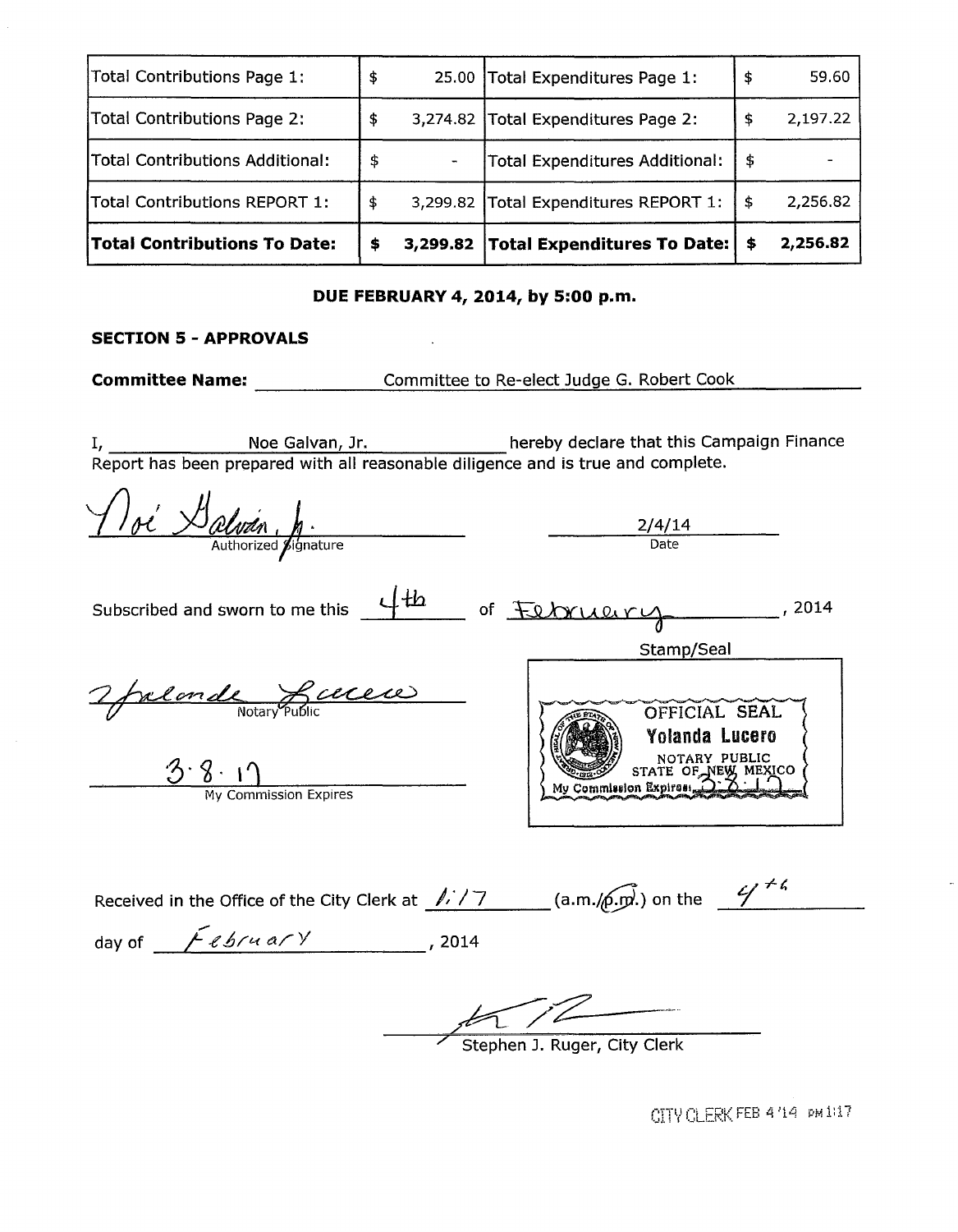| | | | | | |
|---|---|---|---|---|---|
| Total Contributions Page 1: | $ | 25.00 | Total Expenditures Page 1: | $ | 59.60 |
| Total Contributions Page 2: | $ | 3,274.82 | Total Expenditures Page 2: | $ | 2,197.22 |
| Total Contributions Additional: | $ | - | Total Expenditures Additional: | $ | - |
| Total Contributions REPORT 1: | $ | 3,299.82 | Total Expenditures REPORT 1: | $ | 2,256.82 |
| **Total Contributions To Date:** | **$** | **3,299.82** | **Total Expenditures To Date:** | **$** | **2,256.82** |

**DUE FEBRUARY 4, 2014, by 5:00 p.m.**

**SECTION 5 - APPROVALS**

**Committee Name:** Committee to Re-elect Judge G. Robert Cook

I, Noe Galvan, Jr. hereby declare that this Campaign Finance Report has been prepared with all reasonable diligence and is true and complete.

Noé Galván, Jr.
Authorized Signature

2/4/14
Date

Subscribed and sworn to me this 4th of February, 2014

Stamp/Seal

Yolanda Lucero
Notary Public

3-8-17
My Commission Expires

OFFICIAL SEAL
Yolanda Lucero
NOTARY PUBLIC
STATE OF NEW MEXICO
My Commission Expires: 3-8-17

Received in the Office of the City Clerk at 1:17 (a.m./p.m.) on the 4th day of February, 2014

Stephen J. Ruger, City Clerk

CITY CLERK FEB 4 '14 PM 1:17